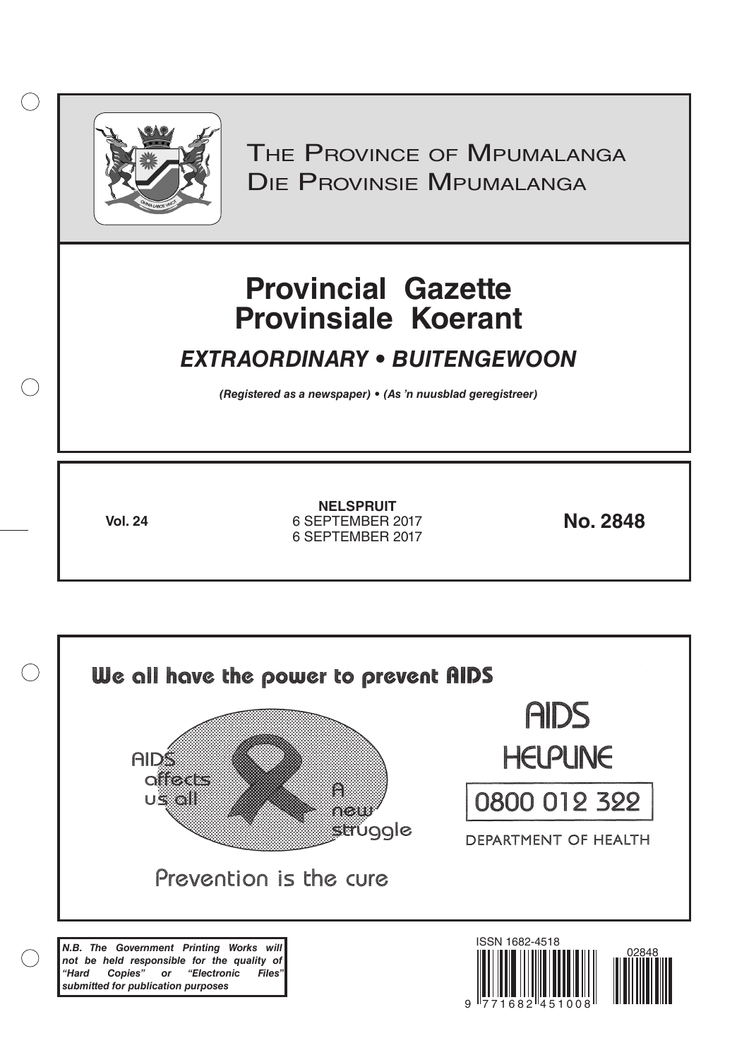# The Province of Mpumalanga
# Die Provinsie Mpumalanga

# Provincial Gazette
# Provinsiale Koerant

## *EXTRAORDINARY • BUITENGEWOON*

***(Registered as a newspaper) • (As 'n nuusblad geregistreer)***

**Vol. 24**

**NELSPRUIT**
6 SEPTEMBER 2017
6 SEPTEMBER 2017

**No. 2848**

**We all have the power to prevent AIDS**

AIDS affects us all

A new struggle

Prevention is the cure

AIDS HELPLINE

0800 012 322

DEPARTMENT OF HEALTH

***N.B. The Government Printing Works will not be held responsible for the quality of "Hard Copies" or "Electronic Files" submitted for publication purposes***

ISSN 1682-4518

9 771682 451008

02848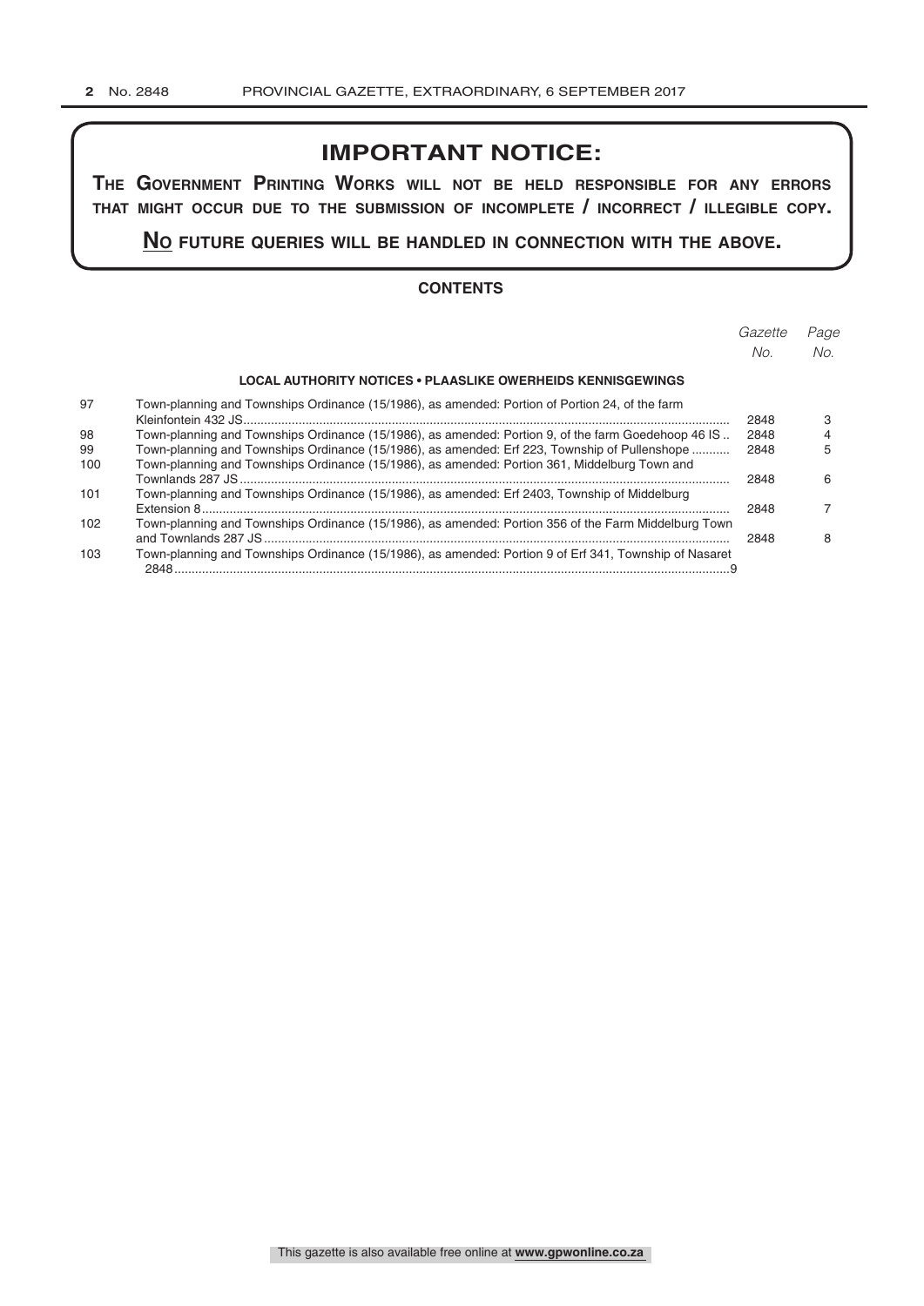# IMPORTANT NOTICE:

**THE GOVERNMENT PRINTING WORKS WILL NOT BE HELD RESPONSIBLE FOR ANY ERRORS THAT MIGHT OCCUR DUE TO THE SUBMISSION OF INCOMPLETE / INCORRECT / ILLEGIBLE COPY.**

**NO FUTURE QUERIES WILL BE HANDLED IN CONNECTION WITH THE ABOVE.**

## CONTENTS

| | | *Gazette No.* | *Page No.* |
|---|---|---|---|
| | **LOCAL AUTHORITY NOTICES • PLAASLIKE OWERHEIDS KENNISGEWINGS** | | |
| 97 | Town-planning and Townships Ordinance (15/1986), as amended: Portion of Portion 24, of the farm Kleinfontein 432 JS | 2848 | 3 |
| 98 | Town-planning and Townships Ordinance (15/1986), as amended: Portion 9, of the farm Goedehoop 46 IS | 2848 | 4 |
| 99 | Town-planning and Townships Ordinance (15/1986), as amended: Erf 223, Township of Pullenshope | 2848 | 5 |
| 100 | Town-planning and Townships Ordinance (15/1986), as amended: Portion 361, Middelburg Town and Townlands 287 JS | 2848 | 6 |
| 101 | Town-planning and Townships Ordinance (15/1986), as amended: Erf 2403, Township of Middelburg Extension 8 | 2848 | 7 |
| 102 | Town-planning and Townships Ordinance (15/1986), as amended: Portion 356 of the Farm Middelburg Town and Townlands 287 JS | 2848 | 8 |
| 103 | Town-planning and Townships Ordinance (15/1986), as amended: Portion 9 of Erf 341, Township of Nasaret | 2848 | 9 |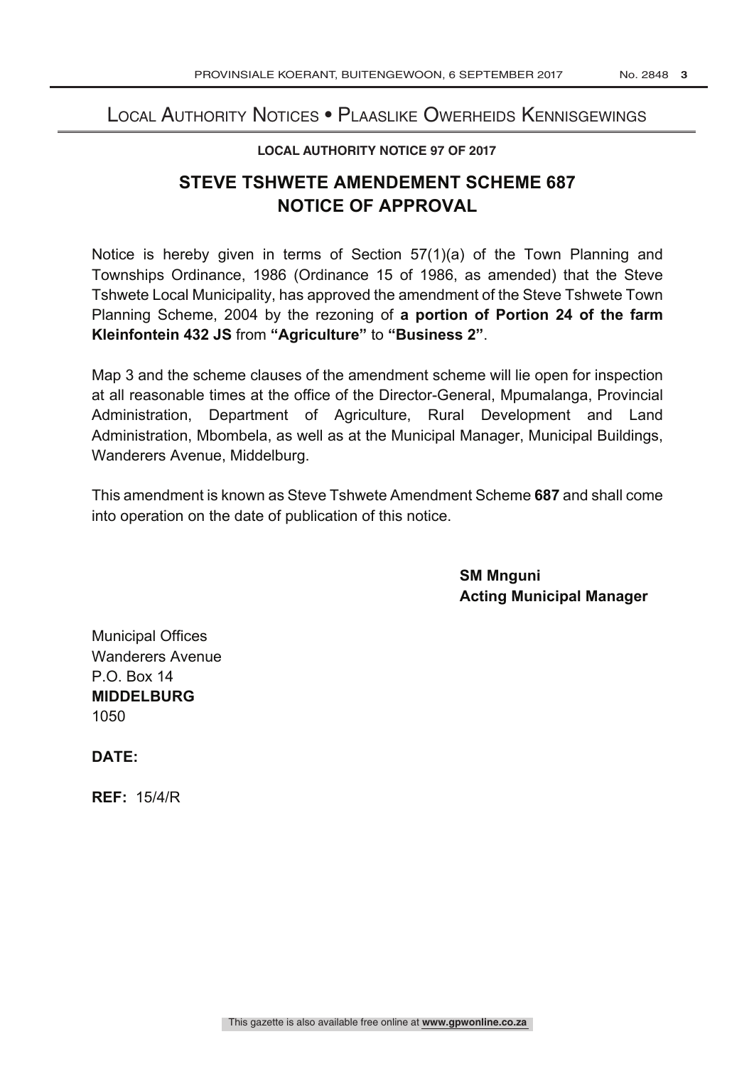## Local Authority Notices • Plaaslike Owerheids Kennisgewings

**LOCAL AUTHORITY NOTICE 97 OF 2017**

# STEVE TSHWETE AMENDEMENT SCHEME 687
# NOTICE OF APPROVAL

Notice is hereby given in terms of Section 57(1)(a) of the Town Planning and Townships Ordinance, 1986 (Ordinance 15 of 1986, as amended) that the Steve Tshwete Local Municipality, has approved the amendment of the Steve Tshwete Town Planning Scheme, 2004 by the rezoning of **a portion of Portion 24 of the farm Kleinfontein 432 JS** from **"Agriculture"** to **"Business 2"**.

Map 3 and the scheme clauses of the amendment scheme will lie open for inspection at all reasonable times at the office of the Director-General, Mpumalanga, Provincial Administration, Department of Agriculture, Rural Development and Land Administration, Mbombela, as well as at the Municipal Manager, Municipal Buildings, Wanderers Avenue, Middelburg.

This amendment is known as Steve Tshwete Amendment Scheme **687** and shall come into operation on the date of publication of this notice.

**SM Mnguni**
**Acting Municipal Manager**

Municipal Offices
Wanderers Avenue
P.O. Box 14
**MIDDELBURG**
1050

**DATE:**

**REF:** 15/4/R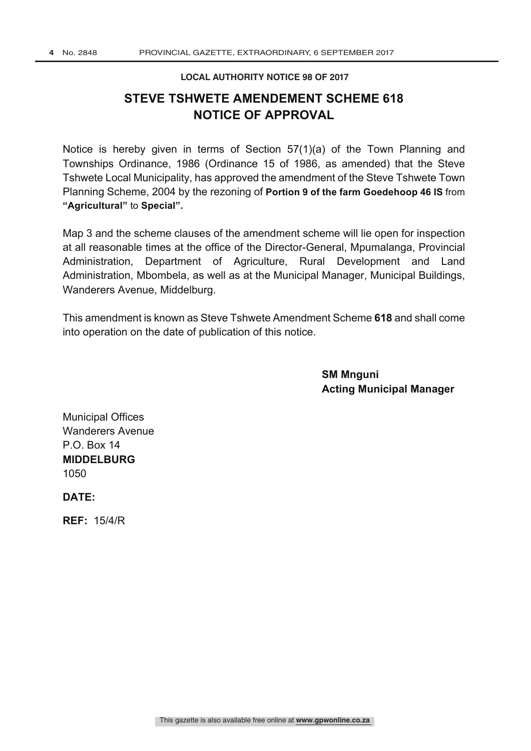**LOCAL AUTHORITY NOTICE 98 OF 2017**

# STEVE TSHWETE AMENDEMENT SCHEME 618
# NOTICE OF APPROVAL

Notice is hereby given in terms of Section 57(1)(a) of the Town Planning and Townships Ordinance, 1986 (Ordinance 15 of 1986, as amended) that the Steve Tshwete Local Municipality, has approved the amendment of the Steve Tshwete Town Planning Scheme, 2004 by the rezoning of **Portion 9 of the farm Goedehoop 46 IS** from **"Agricultural"** to **Special".**

Map 3 and the scheme clauses of the amendment scheme will lie open for inspection at all reasonable times at the office of the Director-General, Mpumalanga, Provincial Administration, Department of Agriculture, Rural Development and Land Administration, Mbombela, as well as at the Municipal Manager, Municipal Buildings, Wanderers Avenue, Middelburg.

This amendment is known as Steve Tshwete Amendment Scheme **618** and shall come into operation on the date of publication of this notice.

**SM Mnguni**
**Acting Municipal Manager**

Municipal Offices
Wanderers Avenue
P.O. Box 14
**MIDDELBURG**
1050

**DATE:**

**REF:** 15/4/R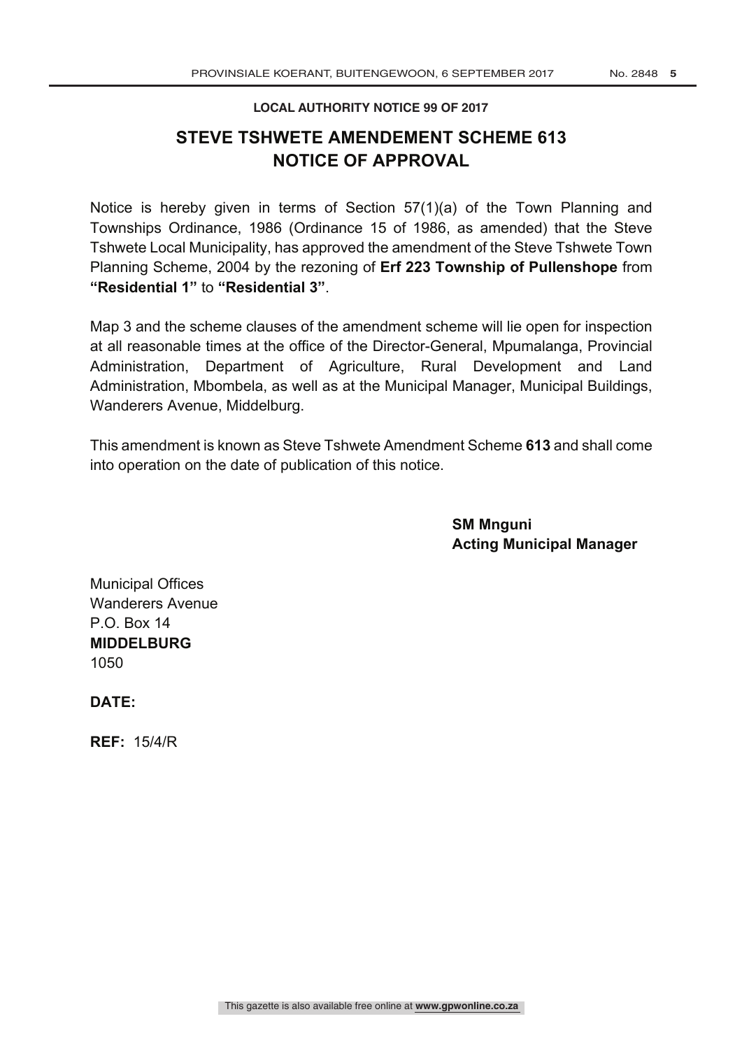**LOCAL AUTHORITY NOTICE 99 OF 2017**

# STEVE TSHWETE AMENDEMENT SCHEME 613
# NOTICE OF APPROVAL

Notice is hereby given in terms of Section 57(1)(a) of the Town Planning and Townships Ordinance, 1986 (Ordinance 15 of 1986, as amended) that the Steve Tshwete Local Municipality, has approved the amendment of the Steve Tshwete Town Planning Scheme, 2004 by the rezoning of **Erf 223 Township of Pullenshope** from **"Residential 1"** to **"Residential 3"**.

Map 3 and the scheme clauses of the amendment scheme will lie open for inspection at all reasonable times at the office of the Director-General, Mpumalanga, Provincial Administration, Department of Agriculture, Rural Development and Land Administration, Mbombela, as well as at the Municipal Manager, Municipal Buildings, Wanderers Avenue, Middelburg.

This amendment is known as Steve Tshwete Amendment Scheme **613** and shall come into operation on the date of publication of this notice.

**SM Mnguni**
**Acting Municipal Manager**

Municipal Offices
Wanderers Avenue
P.O. Box 14
**MIDDELBURG**
1050

**DATE:**

**REF:** 15/4/R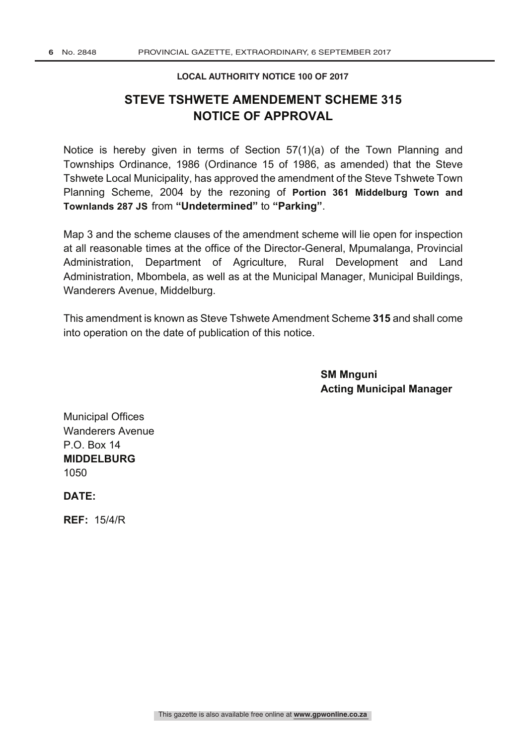**LOCAL AUTHORITY NOTICE 100 OF 2017**

# STEVE TSHWETE AMENDEMENT SCHEME 315
# NOTICE OF APPROVAL

Notice is hereby given in terms of Section 57(1)(a) of the Town Planning and Townships Ordinance, 1986 (Ordinance 15 of 1986, as amended) that the Steve Tshwete Local Municipality, has approved the amendment of the Steve Tshwete Town Planning Scheme, 2004 by the rezoning of **Portion 361 Middelburg Town and Townlands 287 JS** from **"Undetermined"** to **"Parking"**.

Map 3 and the scheme clauses of the amendment scheme will lie open for inspection at all reasonable times at the office of the Director-General, Mpumalanga, Provincial Administration, Department of Agriculture, Rural Development and Land Administration, Mbombela, as well as at the Municipal Manager, Municipal Buildings, Wanderers Avenue, Middelburg.

This amendment is known as Steve Tshwete Amendment Scheme **315** and shall come into operation on the date of publication of this notice.

**SM Mnguni**
**Acting Municipal Manager**

Municipal Offices
Wanderers Avenue
P.O. Box 14
**MIDDELBURG**
1050

**DATE:**

**REF:** 15/4/R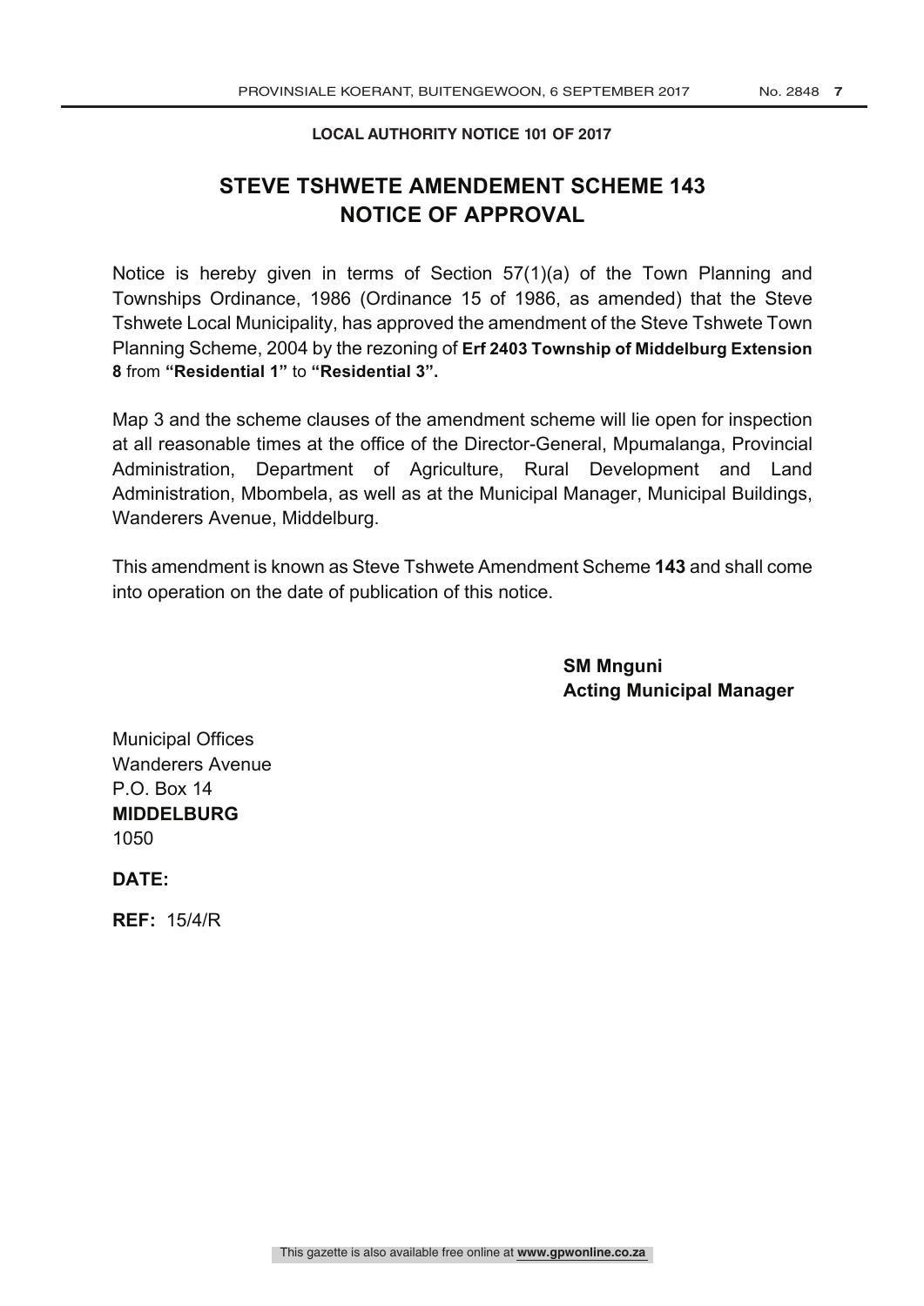**LOCAL AUTHORITY NOTICE 101 OF 2017**

# STEVE TSHWETE AMENDEMENT SCHEME 143
# NOTICE OF APPROVAL

Notice is hereby given in terms of Section 57(1)(a) of the Town Planning and Townships Ordinance, 1986 (Ordinance 15 of 1986, as amended) that the Steve Tshwete Local Municipality, has approved the amendment of the Steve Tshwete Town Planning Scheme, 2004 by the rezoning of **Erf 2403 Township of Middelburg Extension 8** from **"Residential 1"** to **"Residential 3".**

Map 3 and the scheme clauses of the amendment scheme will lie open for inspection at all reasonable times at the office of the Director-General, Mpumalanga, Provincial Administration, Department of Agriculture, Rural Development and Land Administration, Mbombela, as well as at the Municipal Manager, Municipal Buildings, Wanderers Avenue, Middelburg.

This amendment is known as Steve Tshwete Amendment Scheme **143** and shall come into operation on the date of publication of this notice.

**SM Mnguni**
**Acting Municipal Manager**

Municipal Offices
Wanderers Avenue
P.O. Box 14
**MIDDELBURG**
1050

**DATE:**

**REF:** 15/4/R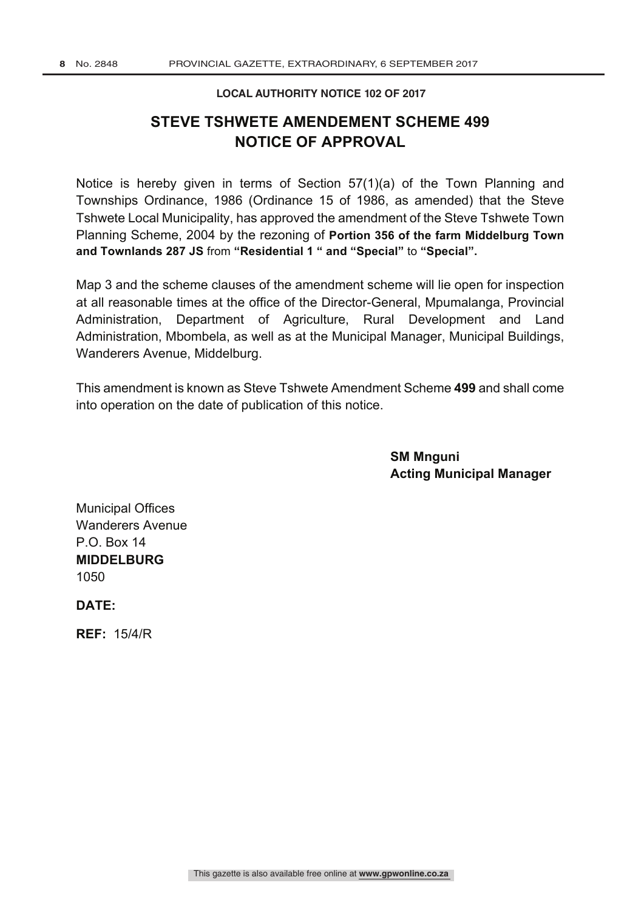**LOCAL AUTHORITY NOTICE 102 OF 2017**

# STEVE TSHWETE AMENDEMENT SCHEME 499
# NOTICE OF APPROVAL

Notice is hereby given in terms of Section 57(1)(a) of the Town Planning and Townships Ordinance, 1986 (Ordinance 15 of 1986, as amended) that the Steve Tshwete Local Municipality, has approved the amendment of the Steve Tshwete Town Planning Scheme, 2004 by the rezoning of **Portion 356 of the farm Middelburg Town and Townlands 287 JS** from **"Residential 1 " and "Special"** to **"Special".**

Map 3 and the scheme clauses of the amendment scheme will lie open for inspection at all reasonable times at the office of the Director-General, Mpumalanga, Provincial Administration, Department of Agriculture, Rural Development and Land Administration, Mbombela, as well as at the Municipal Manager, Municipal Buildings, Wanderers Avenue, Middelburg.

This amendment is known as Steve Tshwete Amendment Scheme **499** and shall come into operation on the date of publication of this notice.

**SM Mnguni**
**Acting Municipal Manager**

Municipal Offices
Wanderers Avenue
P.O. Box 14
**MIDDELBURG**
1050

**DATE:**

**REF:** 15/4/R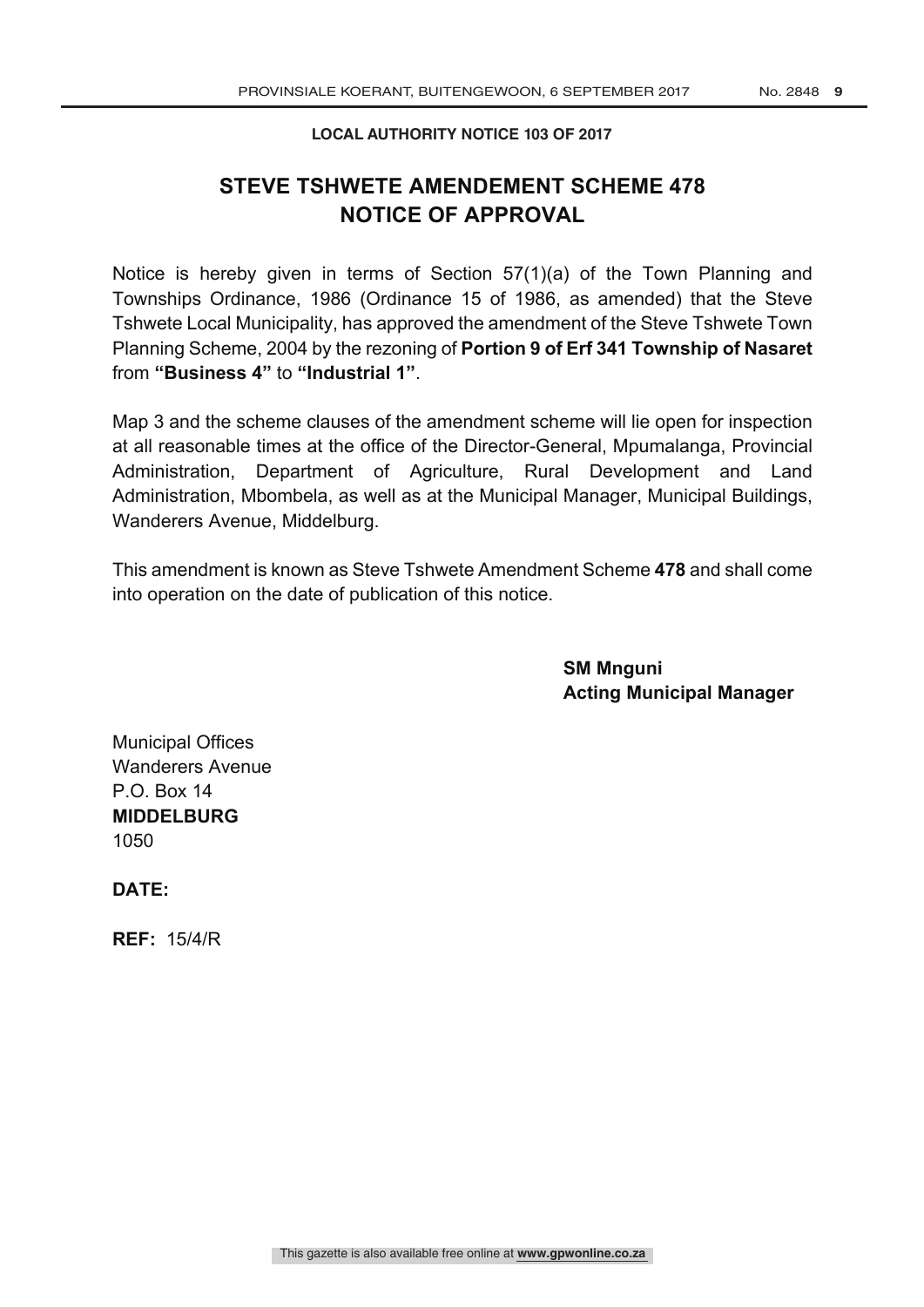**LOCAL AUTHORITY NOTICE 103 OF 2017**

# STEVE TSHWETE AMENDEMENT SCHEME 478
# NOTICE OF APPROVAL

Notice is hereby given in terms of Section 57(1)(a) of the Town Planning and Townships Ordinance, 1986 (Ordinance 15 of 1986, as amended) that the Steve Tshwete Local Municipality, has approved the amendment of the Steve Tshwete Town Planning Scheme, 2004 by the rezoning of **Portion 9 of Erf 341 Township of Nasaret** from **"Business 4"** to **"Industrial 1"**.

Map 3 and the scheme clauses of the amendment scheme will lie open for inspection at all reasonable times at the office of the Director-General, Mpumalanga, Provincial Administration, Department of Agriculture, Rural Development and Land Administration, Mbombela, as well as at the Municipal Manager, Municipal Buildings, Wanderers Avenue, Middelburg.

This amendment is known as Steve Tshwete Amendment Scheme **478** and shall come into operation on the date of publication of this notice.

**SM Mnguni**
**Acting Municipal Manager**

Municipal Offices
Wanderers Avenue
P.O. Box 14
**MIDDELBURG**
1050

**DATE:**

**REF:** 15/4/R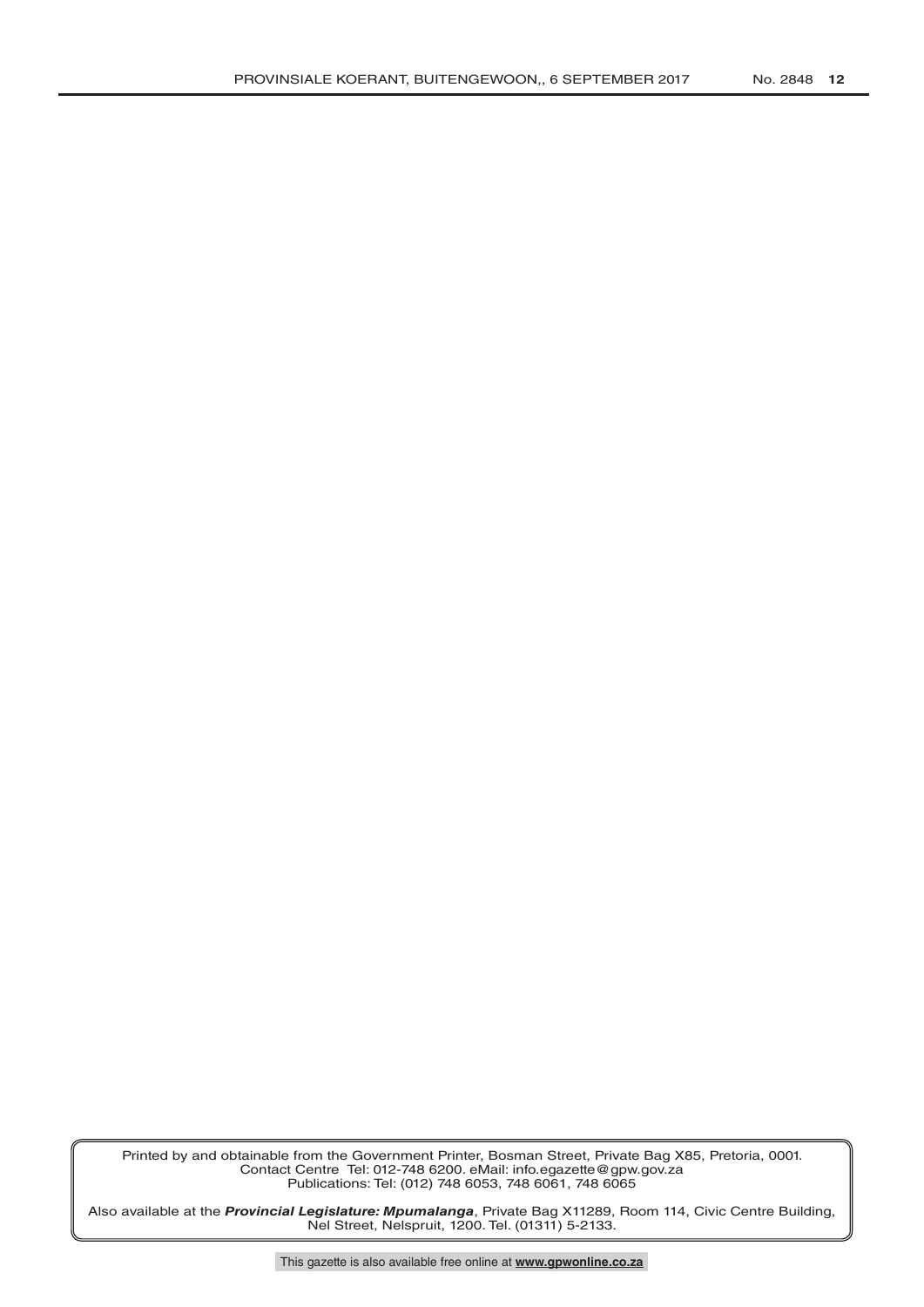Printed by and obtainable from the Government Printer, Bosman Street, Private Bag X85, Pretoria, 0001.
Contact Centre Tel: 012-748 6200. eMail: info.egazette@gpw.gov.za
Publications: Tel: (012) 748 6053, 748 6061, 748 6065

Also available at the ***Provincial Legislature: Mpumalanga***, Private Bag X11289, Room 114, Civic Centre Building, Nel Street, Nelspruit, 1200. Tel. (01311) 5-2133.

This gazette is also available free online at **www.gpwonline.co.za**